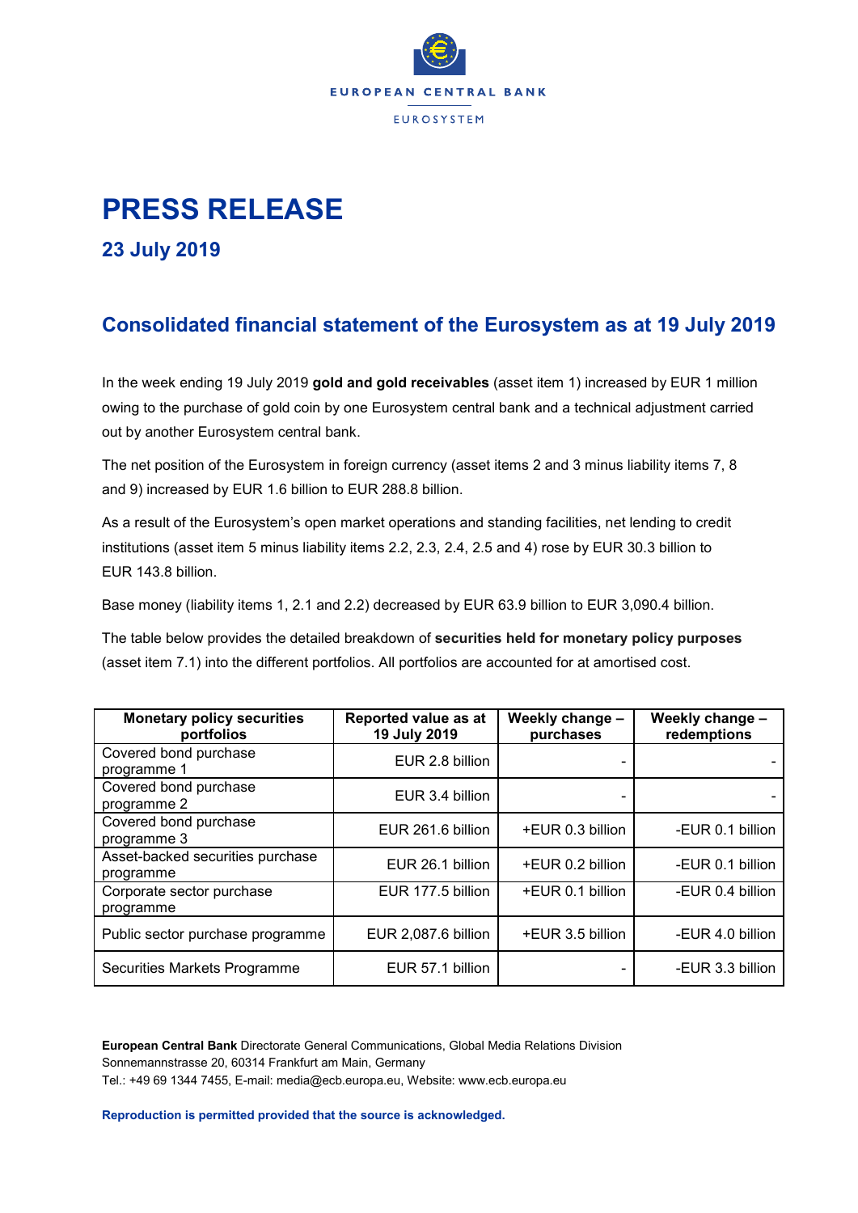# PRESS RELEASE

## 23 July 2019

## Consolidated financial statement of the Eurosystem as at 19 July 2019

In the week ending 19 July 2019 **gold and gold receivables** (asset item 1) increased by EUR 1 million owing to the purchase of gold coin by one Eurosystem central bank and a technical adjustment carried out by another Eurosystem central bank.

The net position of the Eurosystem in foreign currency (asset items 2 and 3 minus liability items 7, 8 and 9) increased by EUR 1.6 billion to EUR 288.8 billion.

As a result of the Eurosystem's open market operations and standing facilities, net lending to credit institutions (asset item 5 minus liability items 2.2, 2.3, 2.4, 2.5 and 4) rose by EUR 30.3 billion to EUR 143.8 billion.

Base money (liability items 1, 2.1 and 2.2) decreased by EUR 63.9 billion to EUR 3,090.4 billion.

The table below provides the detailed breakdown of **securities held for monetary policy purposes** (asset item 7.1) into the different portfolios. All portfolios are accounted for at amortised cost.

| Monetary policy securities portfolios | Reported value as at 19 July 2019 | Weekly change – purchases | Weekly change – redemptions |
|---|---|---|---|
| Covered bond purchase programme 1 | EUR 2.8 billion | - | - |
| Covered bond purchase programme 2 | EUR 3.4 billion | - | - |
| Covered bond purchase programme 3 | EUR 261.6 billion | +EUR 0.3 billion | -EUR 0.1 billion |
| Asset-backed securities purchase programme | EUR 26.1 billion | +EUR 0.2 billion | -EUR 0.1 billion |
| Corporate sector purchase programme | EUR 177.5 billion | +EUR 0.1 billion | -EUR 0.4 billion |
| Public sector purchase programme | EUR 2,087.6 billion | +EUR 3.5 billion | -EUR 4.0 billion |
| Securities Markets Programme | EUR 57.1 billion | - | -EUR 3.3 billion |

**European Central Bank** Directorate General Communications, Global Media Relations Division
Sonnemannstrasse 20, 60314 Frankfurt am Main, Germany
Tel.: +49 69 1344 7455, E-mail: media@ecb.europa.eu, Website: www.ecb.europa.eu

**Reproduction is permitted provided that the source is acknowledged.**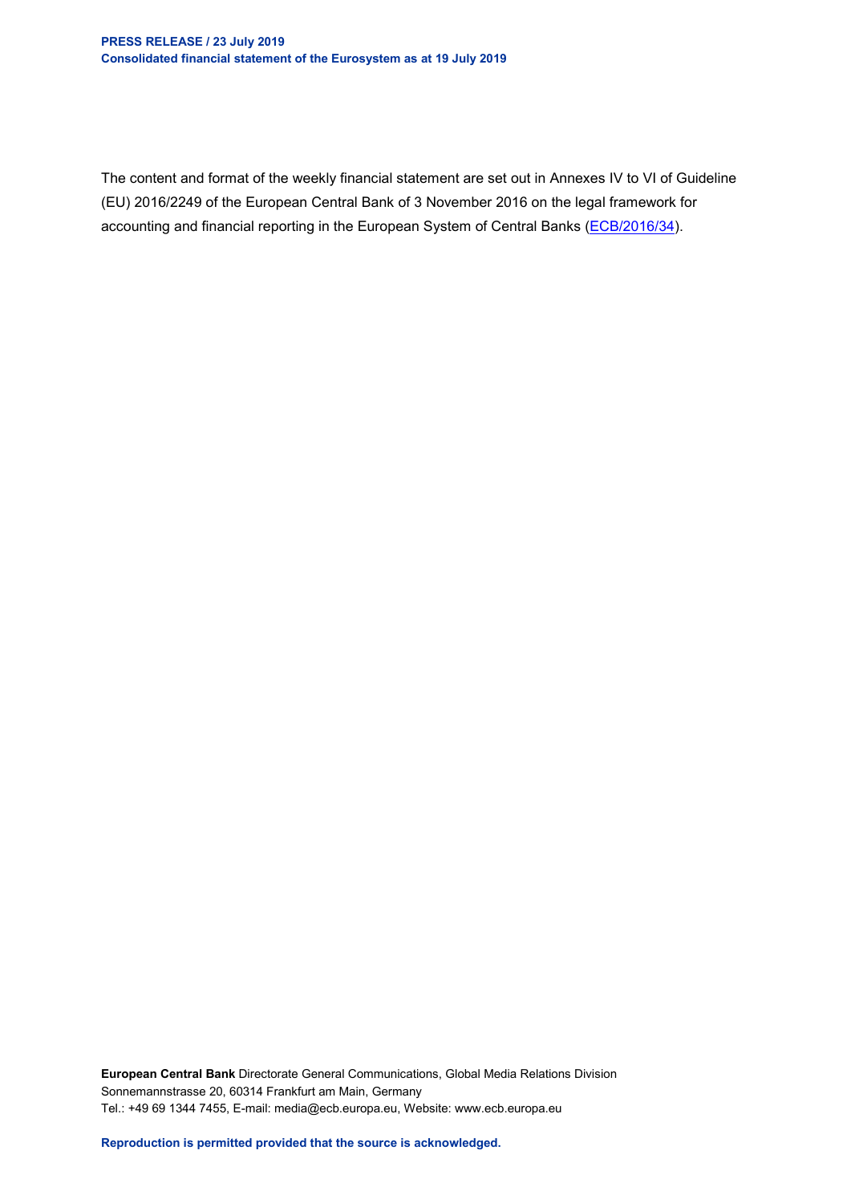The content and format of the weekly financial statement are set out in Annexes IV to VI of Guideline (EU) 2016/2249 of the European Central Bank of 3 November 2016 on the legal framework for accounting and financial reporting in the European System of Central Banks (ECB/2016/34).

**European Central Bank** Directorate General Communications, Global Media Relations Division
Sonnemannstrasse 20, 60314 Frankfurt am Main, Germany
Tel.: +49 69 1344 7455, E-mail: media@ecb.europa.eu, Website: www.ecb.europa.eu

**Reproduction is permitted provided that the source is acknowledged.**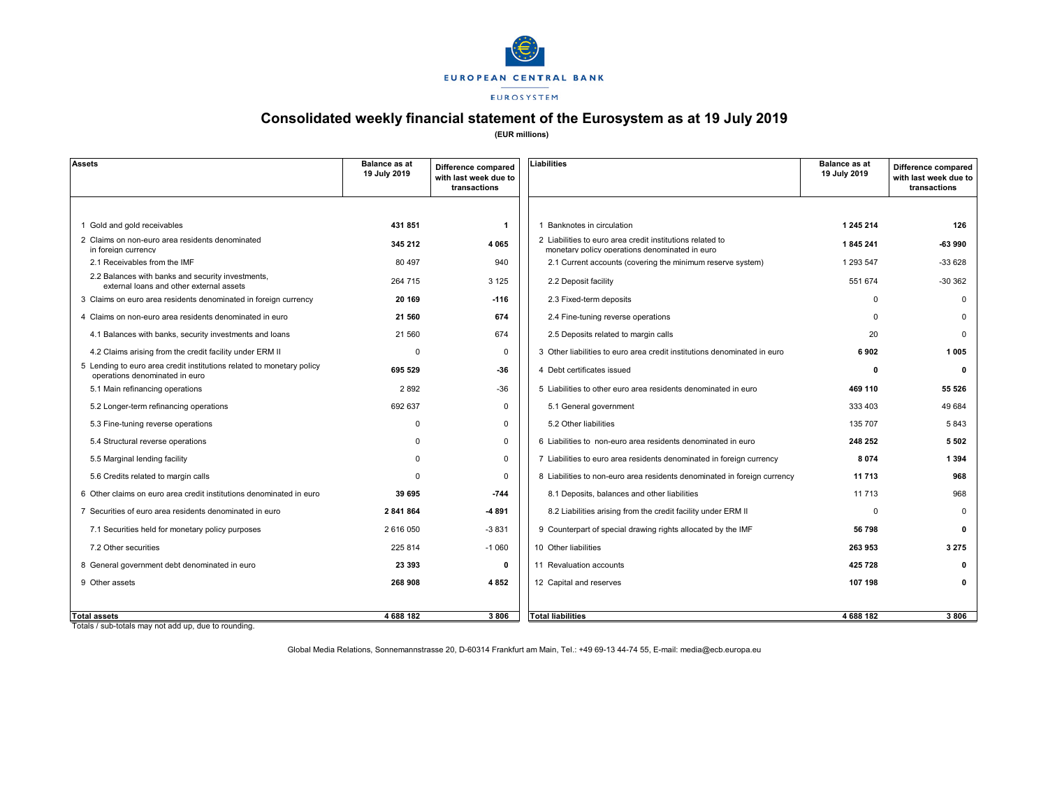EUROPEAN CENTRAL BANK

EUROSYSTEM

# Consolidated weekly financial statement of the Eurosystem as at 19 July 2019

**(EUR millions)**

| Assets | Balance as at 19 July 2019 | Difference compared with last week due to transactions |
|---|---|---|
| 1 Gold and gold receivables | **431 851** | **1** |
| 2 Claims on non-euro area residents denominated in foreign currency | **345 212** | **4 065** |
| 2.1 Receivables from the IMF | 80 497 | 940 |
| 2.2 Balances with banks and security investments, external loans and other external assets | 264 715 | 3 125 |
| 3 Claims on euro area residents denominated in foreign currency | **20 169** | **-116** |
| 4 Claims on non-euro area residents denominated in euro | **21 560** | **674** |
| 4.1 Balances with banks, security investments and loans | 21 560 | 674 |
| 4.2 Claims arising from the credit facility under ERM II | 0 | 0 |
| 5 Lending to euro area credit institutions related to monetary policy operations denominated in euro | **695 529** | **-36** |
| 5.1 Main refinancing operations | 2 892 | -36 |
| 5.2 Longer-term refinancing operations | 692 637 | 0 |
| 5.3 Fine-tuning reverse operations | 0 | 0 |
| 5.4 Structural reverse operations | 0 | 0 |
| 5.5 Marginal lending facility | 0 | 0 |
| 5.6 Credits related to margin calls | 0 | 0 |
| 6 Other claims on euro area credit institutions denominated in euro | **39 695** | **-744** |
| 7 Securities of euro area residents denominated in euro | **2 841 864** | **-4 891** |
| 7.1 Securities held for monetary policy purposes | 2 616 050 | -3 831 |
| 7.2 Other securities | 225 814 | -1 060 |
| 8 General government debt denominated in euro | **23 393** | **0** |
| 9 Other assets | **268 908** | **4 852** |
| **Total assets** | **4 688 182** | **3 806** |

Totals / sub-totals may not add up, due to rounding.

| Liabilities | Balance as at 19 July 2019 | Difference compared with last week due to transactions |
|---|---|---|
| 1 Banknotes in circulation | **1 245 214** | **126** |
| 2 Liabilities to euro area credit institutions related to monetary policy operations denominated in euro | **1 845 241** | **-63 990** |
| 2.1 Current accounts (covering the minimum reserve system) | 1 293 547 | -33 628 |
| 2.2 Deposit facility | 551 674 | -30 362 |
| 2.3 Fixed-term deposits | 0 | 0 |
| 2.4 Fine-tuning reverse operations | 0 | 0 |
| 2.5 Deposits related to margin calls | 20 | 0 |
| 3 Other liabilities to euro area credit institutions denominated in euro | **6 902** | **1 005** |
| 4 Debt certificates issued | **0** | **0** |
| 5 Liabilities to other euro area residents denominated in euro | **469 110** | **55 526** |
| 5.1 General government | 333 403 | 49 684 |
| 5.2 Other liabilities | 135 707 | 5 843 |
| 6 Liabilities to non-euro area residents denominated in euro | **248 252** | **5 502** |
| 7 Liabilities to euro area residents denominated in foreign currency | **8 074** | **1 394** |
| 8 Liabilities to non-euro area residents denominated in foreign currency | **11 713** | **968** |
| 8.1 Deposits, balances and other liabilities | 11 713 | 968 |
| 8.2 Liabilities arising from the credit facility under ERM II | 0 | 0 |
| 9 Counterpart of special drawing rights allocated by the IMF | **56 798** | **0** |
| 10 Other liabilities | **263 953** | **3 275** |
| 11 Revaluation accounts | **425 728** | **0** |
| 12 Capital and reserves | **107 198** | **0** |
| **Total liabilities** | **4 688 182** | **3 806** |

Global Media Relations, Sonnemannstrasse 20, D-60314 Frankfurt am Main, Tel.: +49 69-13 44-74 55, E-mail: media@ecb.europa.eu